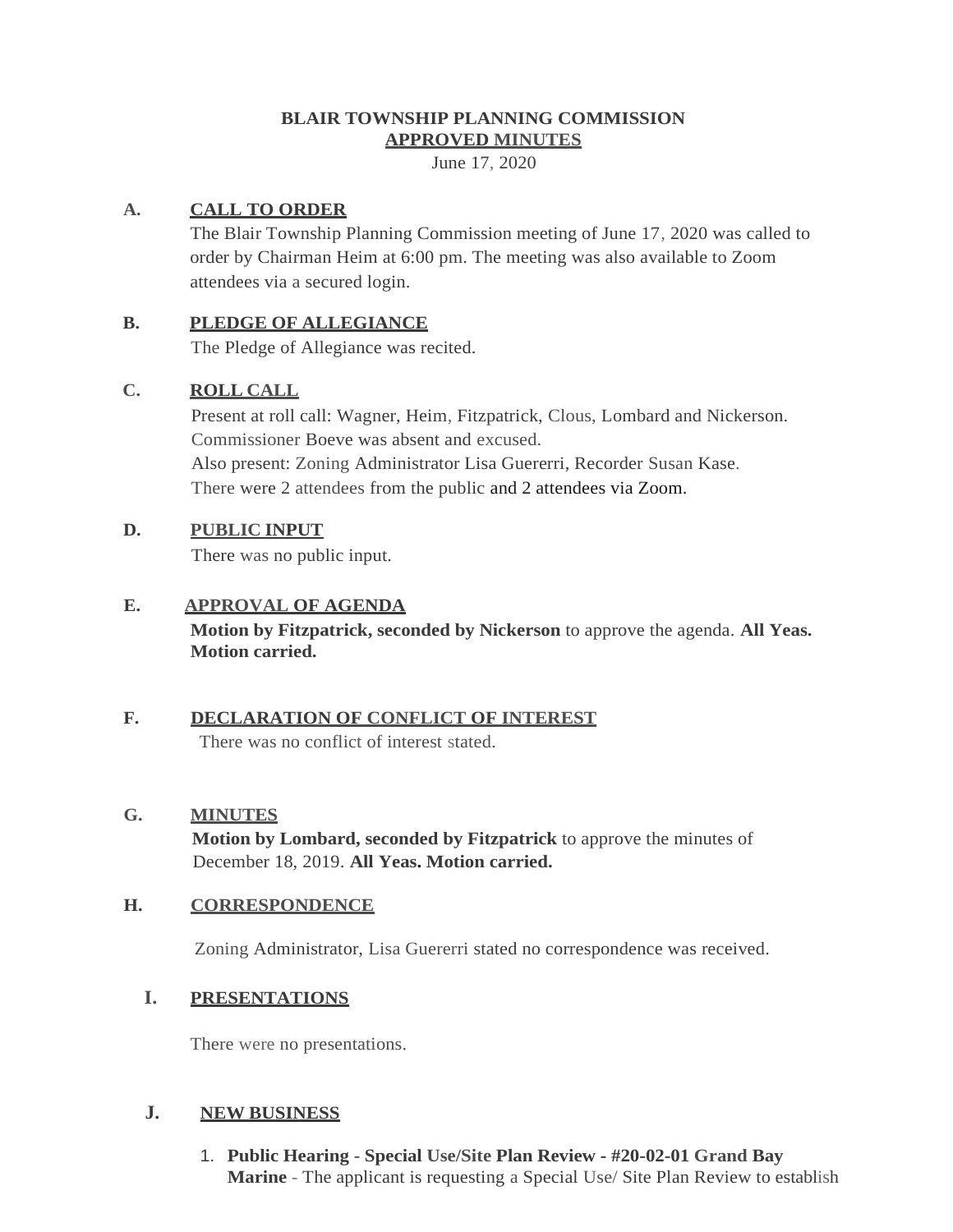**BLAIR TOWNSHIP PLANNING COMMISSION**
**APPROVED MINUTES**
June 17, 2020

## A. CALL TO ORDER

The Blair Township Planning Commission meeting of June 17, 2020 was called to order by Chairman Heim at 6:00 pm. The meeting was also available to Zoom attendees via a secured login.

## B. PLEDGE OF ALLEGIANCE

The Pledge of Allegiance was recited.

## C. ROLL CALL

Present at roll call: Wagner, Heim, Fitzpatrick, Clous, Lombard and Nickerson.
Commissioner Boeve was absent and excused.
Also present: Zoning Administrator Lisa Guererri, Recorder Susan Kase.
There were 2 attendees from the public and 2 attendees via Zoom.

## D. PUBLIC INPUT

There was no public input.

## E. APPROVAL OF AGENDA

**Motion by Fitzpatrick, seconded by Nickerson** to approve the agenda. **All Yeas. Motion carried.**

## F. DECLARATION OF CONFLICT OF INTEREST

There was no conflict of interest stated.

## G. MINUTES

**Motion by Lombard, seconded by Fitzpatrick** to approve the minutes of December 18, 2019. **All Yeas. Motion carried.**

## H. CORRESPONDENCE

Zoning Administrator, Lisa Guererri stated no correspondence was received.

## I. PRESENTATIONS

There were no presentations.

## J. NEW BUSINESS

1. **Public Hearing - Special Use/Site Plan Review - #20-02-01 Grand Bay Marine** - The applicant is requesting a Special Use/ Site Plan Review to establish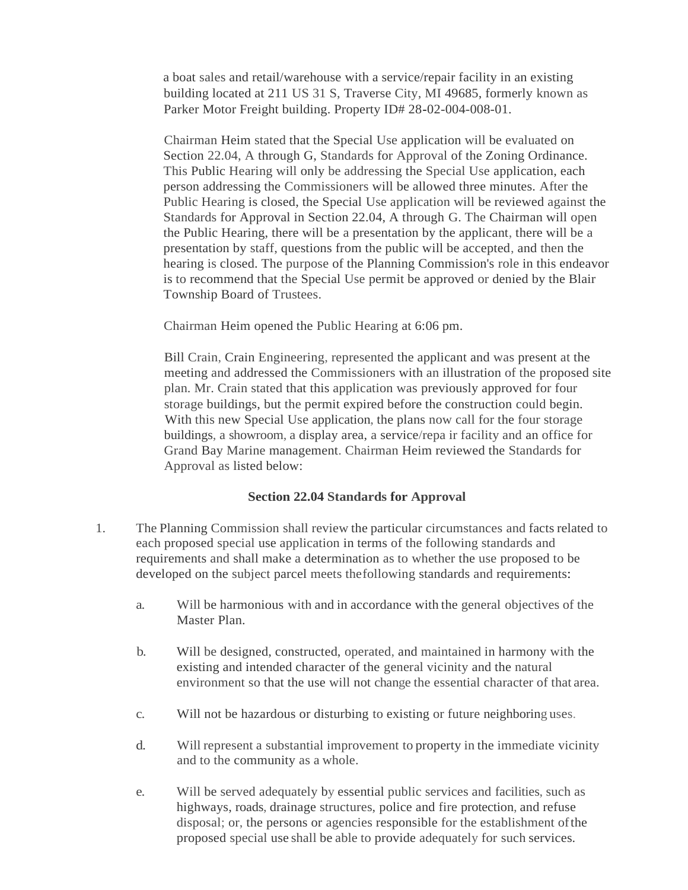a boat sales and retail/warehouse with a service/repair facility in an existing building located at 211 US 31 S, Traverse City, MI 49685, formerly known as Parker Motor Freight building. Property ID# 28-02-004-008-01.

Chairman Heim stated that the Special Use application will be evaluated on Section 22.04, A through G, Standards for Approval of the Zoning Ordinance. This Public Hearing will only be addressing the Special Use application, each person addressing the Commissioners will be allowed three minutes. After the Public Hearing is closed, the Special Use application will be reviewed against the Standards for Approval in Section 22.04, A through G. The Chairman will open the Public Hearing, there will be a presentation by the applicant, there will be a presentation by staff, questions from the public will be accepted, and then the hearing is closed. The purpose of the Planning Commission's role in this endeavor is to recommend that the Special Use permit be approved or denied by the Blair Township Board of Trustees.

Chairman Heim opened the Public Hearing at 6:06 pm.

Bill Crain, Crain Engineering, represented the applicant and was present at the meeting and addressed the Commissioners with an illustration of the proposed site plan. Mr. Crain stated that this application was previously approved for four storage buildings, but the permit expired before the construction could begin. With this new Special Use application, the plans now call for the four storage buildings, a showroom, a display area, a service/repa ir facility and an office for Grand Bay Marine management. Chairman Heim reviewed the Standards for Approval as listed below:

**Section 22.04 Standards for Approval**

1. The Planning Commission shall review the particular circumstances and facts related to each proposed special use application in terms of the following standards and requirements and shall make a determination as to whether the use proposed to be developed on the subject parcel meets the following standards and requirements:

   a. Will be harmonious with and in accordance with the general objectives of the Master Plan.

   b. Will be designed, constructed, operated, and maintained in harmony with the existing and intended character of the general vicinity and the natural environment so that the use will not change the essential character of that area.

   c. Will not be hazardous or disturbing to existing or future neighboring uses.

   d. Will represent a substantial improvement to property in the immediate vicinity and to the community as a whole.

   e. Will be served adequately by essential public services and facilities, such as highways, roads, drainage structures, police and fire protection, and refuse disposal; or, the persons or agencies responsible for the establishment of the proposed special use shall be able to provide adequately for such services.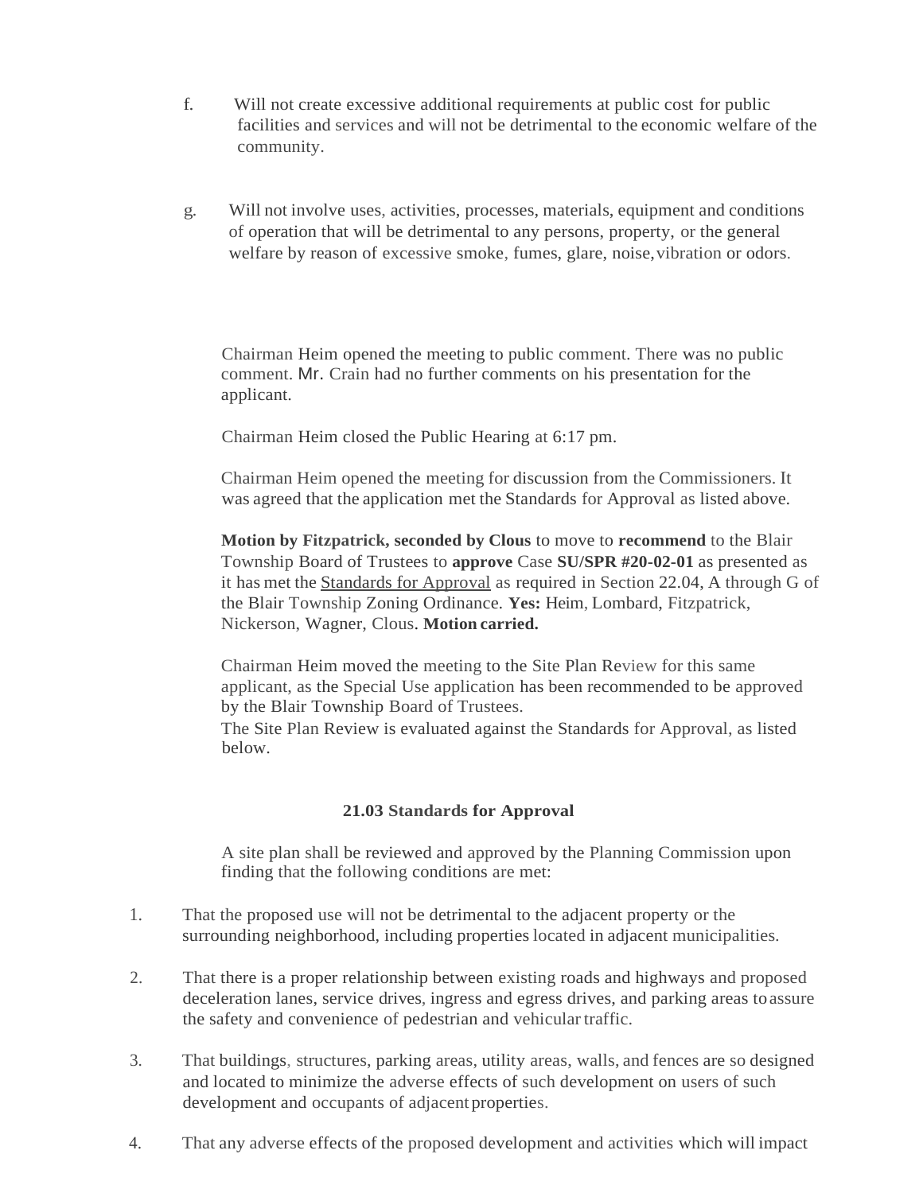f. Will not create excessive additional requirements at public cost for public facilities and services and will not be detrimental to the economic welfare of the community.

g. Will not involve uses, activities, processes, materials, equipment and conditions of operation that will be detrimental to any persons, property, or the general welfare by reason of excessive smoke, fumes, glare, noise, vibration or odors.

Chairman Heim opened the meeting to public comment. There was no public comment. Mr. Crain had no further comments on his presentation for the applicant.

Chairman Heim closed the Public Hearing at 6:17 pm.

Chairman Heim opened the meeting for discussion from the Commissioners. It was agreed that the application met the Standards for Approval as listed above.

**Motion by Fitzpatrick, seconded by Clous** to move to **recommend** to the Blair Township Board of Trustees to **approve** Case **SU/SPR #20-02-01** as presented as it has met the Standards for Approval as required in Section 22.04, A through G of the Blair Township Zoning Ordinance. **Yes:** Heim, Lombard, Fitzpatrick, Nickerson, Wagner, Clous. **Motion carried.**

Chairman Heim moved the meeting to the Site Plan Review for this same applicant, as the Special Use application has been recommended to be approved by the Blair Township Board of Trustees.
The Site Plan Review is evaluated against the Standards for Approval, as listed below.

**21.03 Standards for Approval**

A site plan shall be reviewed and approved by the Planning Commission upon finding that the following conditions are met:

1. That the proposed use will not be detrimental to the adjacent property or the surrounding neighborhood, including properties located in adjacent municipalities.

2. That there is a proper relationship between existing roads and highways and proposed deceleration lanes, service drives, ingress and egress drives, and parking areas to assure the safety and convenience of pedestrian and vehicular traffic.

3. That buildings, structures, parking areas, utility areas, walls, and fences are so designed and located to minimize the adverse effects of such development on users of such development and occupants of adjacent properties.

4. That any adverse effects of the proposed development and activities which will impact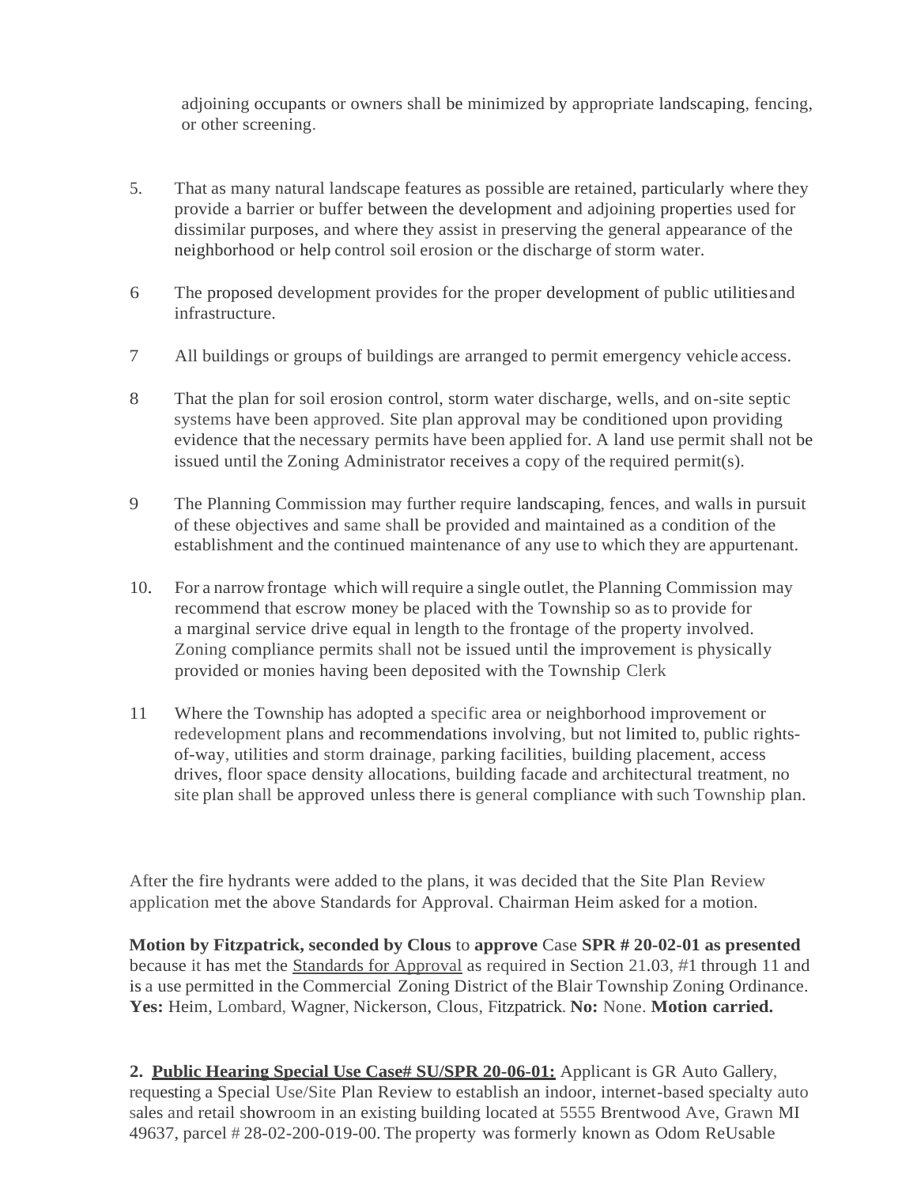adjoining occupants or owners shall be minimized by appropriate landscaping, fencing, or other screening.

5. That as many natural landscape features as possible are retained, particularly where they provide a barrier or buffer between the development and adjoining properties used for dissimilar purposes, and where they assist in preserving the general appearance of the neighborhood or help control soil erosion or the discharge of storm water.

6 The proposed development provides for the proper development of public utilities and infrastructure.

7 All buildings or groups of buildings are arranged to permit emergency vehicle access.

8 That the plan for soil erosion control, storm water discharge, wells, and on-site septic systems have been approved. Site plan approval may be conditioned upon providing evidence that the necessary permits have been applied for. A land use permit shall not be issued until the Zoning Administrator receives a copy of the required permit(s).

9 The Planning Commission may further require landscaping, fences, and walls in pursuit of these objectives and same shall be provided and maintained as a condition of the establishment and the continued maintenance of any use to which they are appurtenant.

10. For a narrow frontage which will require a single outlet, the Planning Commission may recommend that escrow money be placed with the Township so as to provide for a marginal service drive equal in length to the frontage of the property involved. Zoning compliance permits shall not be issued until the improvement is physically provided or monies having been deposited with the Township Clerk

11 Where the Township has adopted a specific area or neighborhood improvement or redevelopment plans and recommendations involving, but not limited to, public rights-of-way, utilities and storm drainage, parking facilities, building placement, access drives, floor space density allocations, building facade and architectural treatment, no site plan shall be approved unless there is general compliance with such Township plan.

After the fire hydrants were added to the plans, it was decided that the Site Plan Review application met the above Standards for Approval. Chairman Heim asked for a motion.

**Motion by Fitzpatrick, seconded by Clous** to **approve** Case **SPR # 20-02-01 as presented** because it has met the Standards for Approval as required in Section 21.03, #1 through 11 and is a use permitted in the Commercial Zoning District of the Blair Township Zoning Ordinance. **Yes:** Heim, Lombard, Wagner, Nickerson, Clous, Fitzpatrick. **No:** None. **Motion carried.**

**2. Public Hearing Special Use Case# SU/SPR 20-06-01:** Applicant is GR Auto Gallery, requesting a Special Use/Site Plan Review to establish an indoor, internet-based specialty auto sales and retail showroom in an existing building located at 5555 Brentwood Ave, Grawn MI 49637, parcel # 28-02-200-019-00. The property was formerly known as Odom ReUsable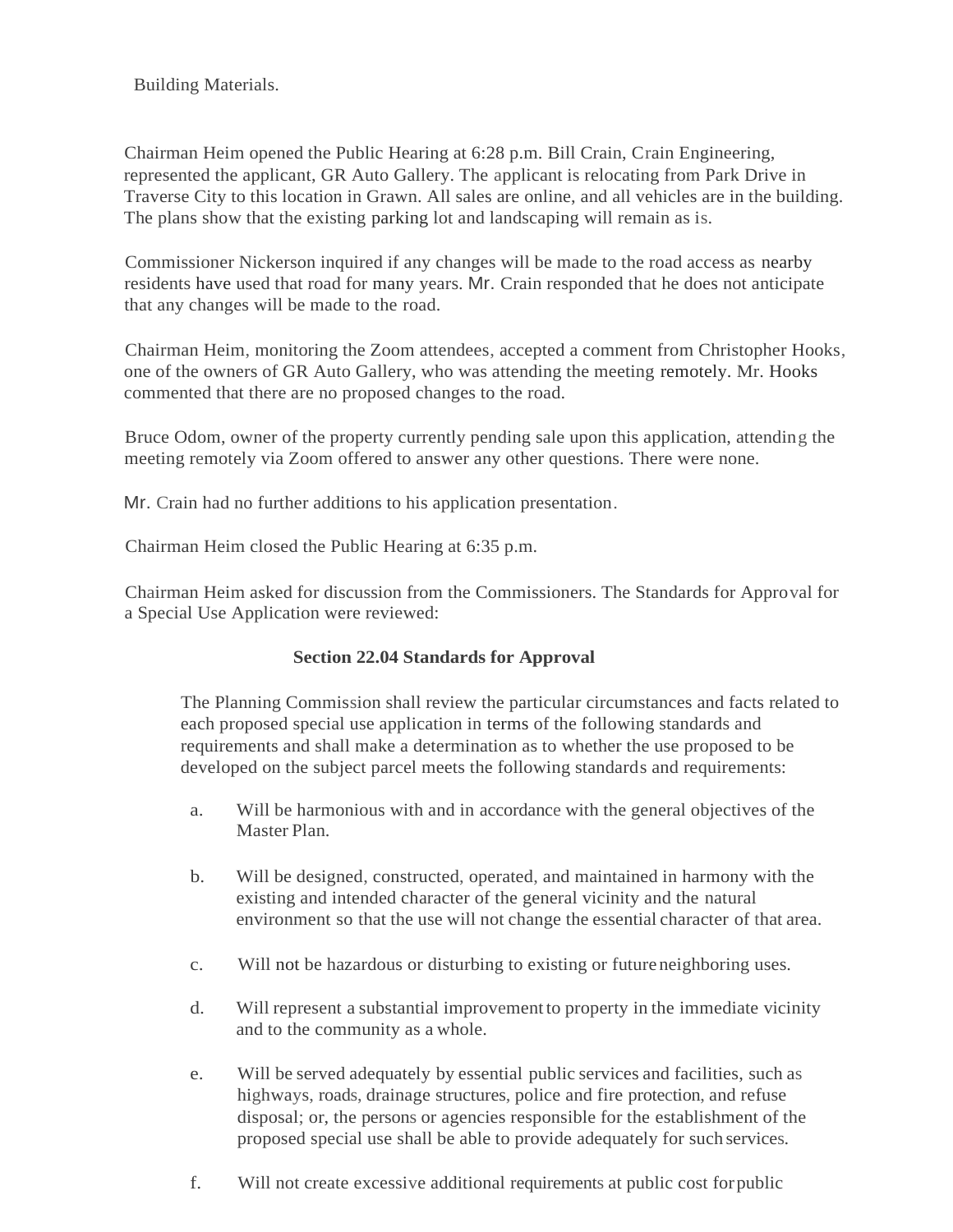Building Materials.

Chairman Heim opened the Public Hearing at 6:28 p.m. Bill Crain, Crain Engineering, represented the applicant, GR Auto Gallery. The applicant is relocating from Park Drive in Traverse City to this location in Grawn. All sales are online, and all vehicles are in the building. The plans show that the existing parking lot and landscaping will remain as is.

Commissioner Nickerson inquired if any changes will be made to the road access as nearby residents have used that road for many years. Mr. Crain responded that he does not anticipate that any changes will be made to the road.

Chairman Heim, monitoring the Zoom attendees, accepted a comment from Christopher Hooks, one of the owners of GR Auto Gallery, who was attending the meeting remotely. Mr. Hooks commented that there are no proposed changes to the road.

Bruce Odom, owner of the property currently pending sale upon this application, attending the meeting remotely via Zoom offered to answer any other questions. There were none.

Mr. Crain had no further additions to his application presentation.

Chairman Heim closed the Public Hearing at 6:35 p.m.

Chairman Heim asked for discussion from the Commissioners. The Standards for Approval for a Special Use Application were reviewed:

**Section 22.04 Standards for Approval**

The Planning Commission shall review the particular circumstances and facts related to each proposed special use application in terms of the following standards and requirements and shall make a determination as to whether the use proposed to be developed on the subject parcel meets the following standards and requirements:

a. Will be harmonious with and in accordance with the general objectives of the Master Plan.

b. Will be designed, constructed, operated, and maintained in harmony with the existing and intended character of the general vicinity and the natural environment so that the use will not change the essential character of that area.

c. Will not be hazardous or disturbing to existing or future neighboring uses.

d. Will represent a substantial improvement to property in the immediate vicinity and to the community as a whole.

e. Will be served adequately by essential public services and facilities, such as highways, roads, drainage structures, police and fire protection, and refuse disposal; or, the persons or agencies responsible for the establishment of the proposed special use shall be able to provide adequately for such services.

f. Will not create excessive additional requirements at public cost for public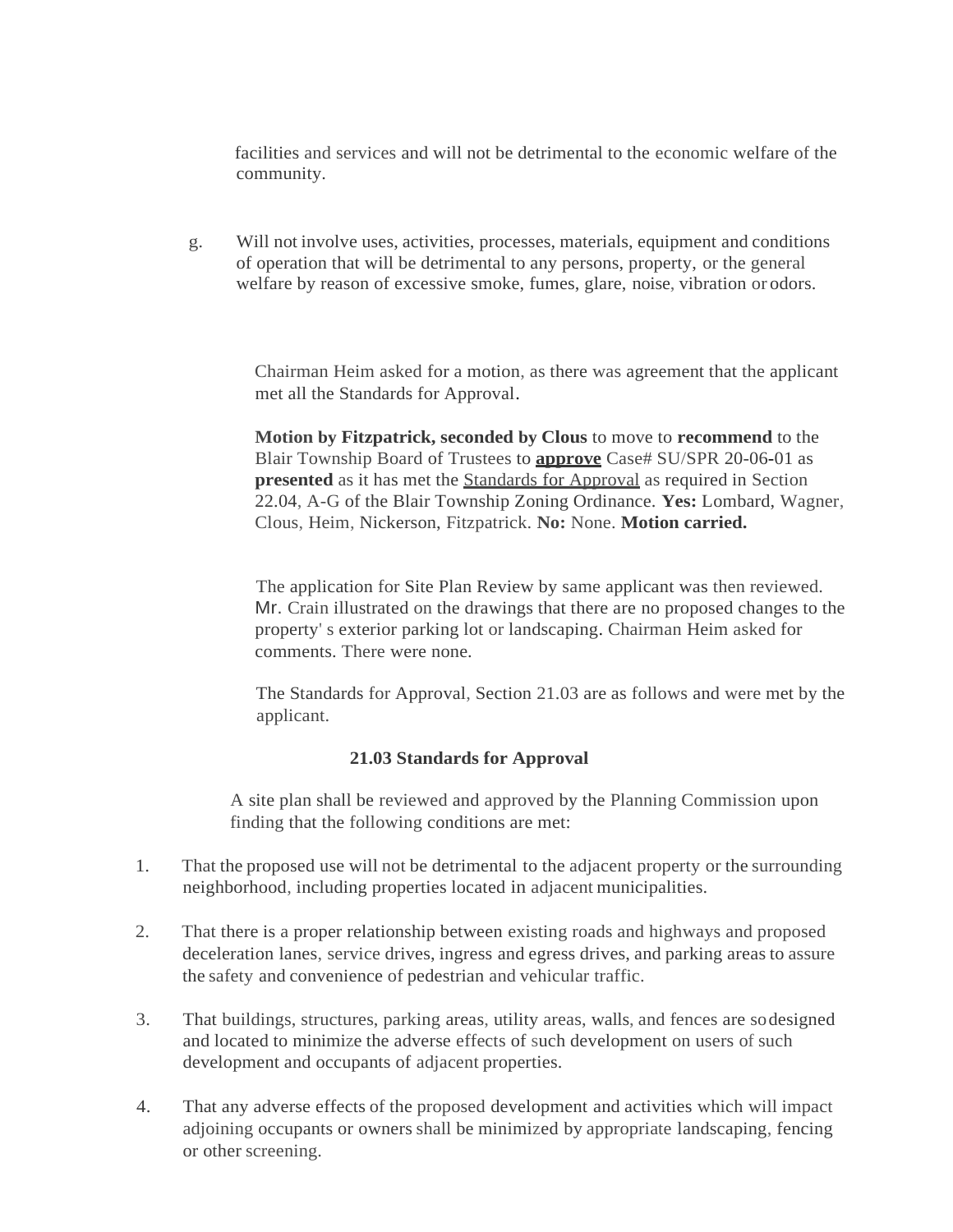facilities and services and will not be detrimental to the economic welfare of the community.

g. Will not involve uses, activities, processes, materials, equipment and conditions of operation that will be detrimental to any persons, property, or the general welfare by reason of excessive smoke, fumes, glare, noise, vibration or odors.

Chairman Heim asked for a motion, as there was agreement that the applicant met all the Standards for Approval.

**Motion by Fitzpatrick, seconded by Clous** to move to **recommend** to the Blair Township Board of Trustees to **<u>approve</u>** Case# SU/SPR 20-06-01 as **presented** as it has met the <u>Standards for Approval</u> as required in Section 22.04, A-G of the Blair Township Zoning Ordinance. **Yes:** Lombard, Wagner, Clous, Heim, Nickerson, Fitzpatrick. **No:** None. **Motion carried.**

The application for Site Plan Review by same applicant was then reviewed. Mr. Crain illustrated on the drawings that there are no proposed changes to the property' s exterior parking lot or landscaping. Chairman Heim asked for comments. There were none.

The Standards for Approval, Section 21.03 are as follows and were met by the applicant.

**21.03 Standards for Approval**

A site plan shall be reviewed and approved by the Planning Commission upon finding that the following conditions are met:

1. That the proposed use will not be detrimental to the adjacent property or the surrounding neighborhood, including properties located in adjacent municipalities.

2. That there is a proper relationship between existing roads and highways and proposed deceleration lanes, service drives, ingress and egress drives, and parking areas to assure the safety and convenience of pedestrian and vehicular traffic.

3. That buildings, structures, parking areas, utility areas, walls, and fences are so designed and located to minimize the adverse effects of such development on users of such development and occupants of adjacent properties.

4. That any adverse effects of the proposed development and activities which will impact adjoining occupants or owners shall be minimized by appropriate landscaping, fencing or other screening.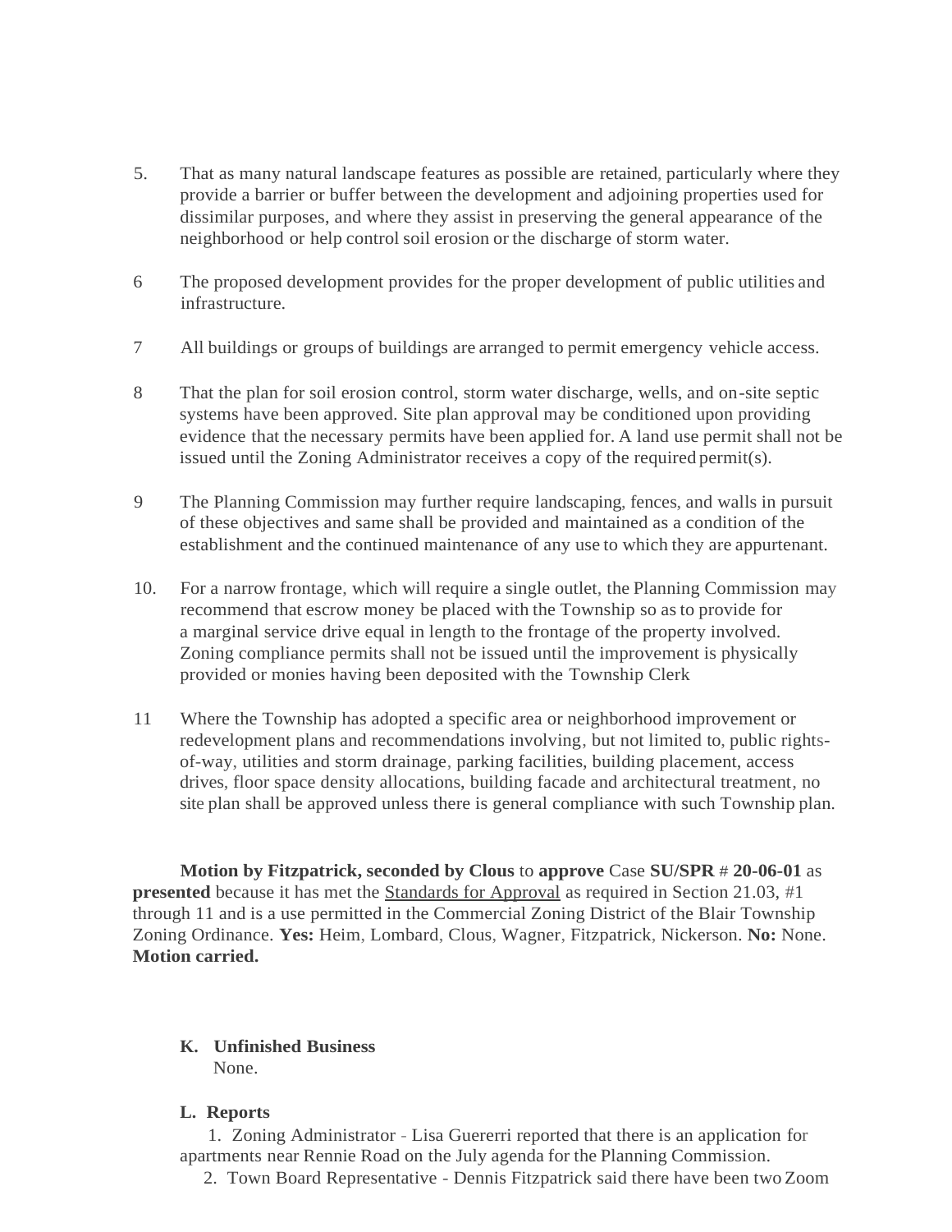5. That as many natural landscape features as possible are retained, particularly where they provide a barrier or buffer between the development and adjoining properties used for dissimilar purposes, and where they assist in preserving the general appearance of the neighborhood or help control soil erosion or the discharge of storm water.

6 The proposed development provides for the proper development of public utilities and infrastructure.

7 All buildings or groups of buildings are arranged to permit emergency vehicle access.

8 That the plan for soil erosion control, storm water discharge, wells, and on-site septic systems have been approved. Site plan approval may be conditioned upon providing evidence that the necessary permits have been applied for. A land use permit shall not be issued until the Zoning Administrator receives a copy of the required permit(s).

9 The Planning Commission may further require landscaping, fences, and walls in pursuit of these objectives and same shall be provided and maintained as a condition of the establishment and the continued maintenance of any use to which they are appurtenant.

10. For a narrow frontage, which will require a single outlet, the Planning Commission may recommend that escrow money be placed with the Township so as to provide for a marginal service drive equal in length to the frontage of the property involved. Zoning compliance permits shall not be issued until the improvement is physically provided or monies having been deposited with the Township Clerk

11 Where the Township has adopted a specific area or neighborhood improvement or redevelopment plans and recommendations involving, but not limited to, public rights-of-way, utilities and storm drainage, parking facilities, building placement, access drives, floor space density allocations, building facade and architectural treatment, no site plan shall be approved unless there is general compliance with such Township plan.

**Motion by Fitzpatrick, seconded by Clous** to **approve** Case **SU/SPR** # **20-06-01** as **presented** because it has met the Standards for Approval as required in Section 21.03, #1 through 11 and is a use permitted in the Commercial Zoning District of the Blair Township Zoning Ordinance. **Yes:** Heim, Lombard, Clous, Wagner, Fitzpatrick, Nickerson. **No:** None. **Motion carried.**

**K. Unfinished Business**

None.

**L. Reports**

1. Zoning Administrator - Lisa Guererri reported that there is an application for apartments near Rennie Road on the July agenda for the Planning Commission.

2. Town Board Representative - Dennis Fitzpatrick said there have been two Zoom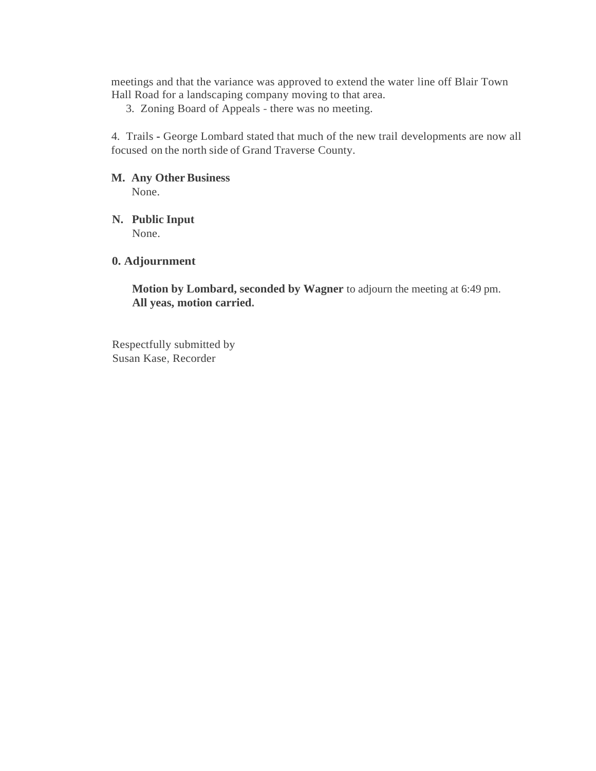meetings and that the variance was approved to extend the water line off Blair Town Hall Road for a landscaping company moving to that area.

3. Zoning Board of Appeals - there was no meeting.

4. Trails - George Lombard stated that much of the new trail developments are now all focused on the north side of Grand Traverse County.

**M. Any Other Business**

None.

**N. Public Input**

None.

**0. Adjournment**

**Motion by Lombard, seconded by Wagner** to adjourn the meeting at 6:49 pm.
**All yeas, motion carried.**

Respectfully submitted by
Susan Kase, Recorder